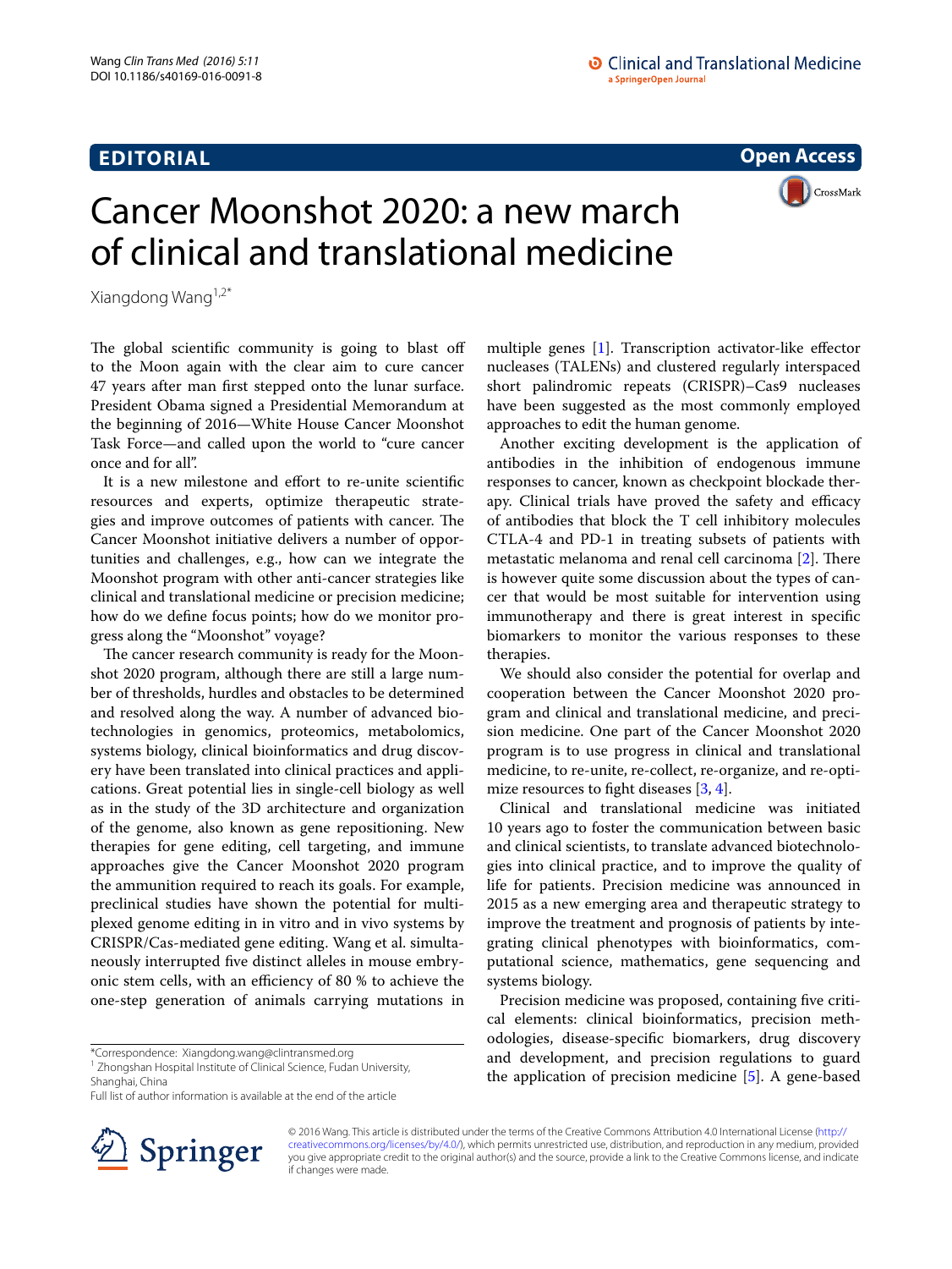**EDITORIAL**

**Open Access**

# Cancer Moonshot 2020: a new march of clinical and translational medicine

Xiangdong Wang[1,2*]

The global scientific community is going to blast off to the Moon again with the clear aim to cure cancer 47 years after man first stepped onto the lunar surface. President Obama signed a Presidential Memorandum at the beginning of 2016—White House Cancer Moonshot Task Force—and called upon the world to "cure cancer once and for all".

It is a new milestone and effort to re-unite scientific resources and experts, optimize therapeutic strategies and improve outcomes of patients with cancer. The Cancer Moonshot initiative delivers a number of opportunities and challenges, e.g., how can we integrate the Moonshot program with other anti-cancer strategies like clinical and translational medicine or precision medicine; how do we define focus points; how do we monitor progress along the "Moonshot" voyage?

The cancer research community is ready for the Moonshot 2020 program, although there are still a large number of thresholds, hurdles and obstacles to be determined and resolved along the way. A number of advanced biotechnologies in genomics, proteomics, metabolomics, systems biology, clinical bioinformatics and drug discovery have been translated into clinical practices and applications. Great potential lies in single-cell biology as well as in the study of the 3D architecture and organization of the genome, also known as gene repositioning. New therapies for gene editing, cell targeting, and immune approaches give the Cancer Moonshot 2020 program the ammunition required to reach its goals. For example, preclinical studies have shown the potential for multiplexed genome editing in in vitro and in vivo systems by CRISPR/Cas-mediated gene editing. Wang et al. simultaneously interrupted five distinct alleles in mouse embryonic stem cells, with an efficiency of 80 % to achieve the one-step generation of animals carrying mutations in multiple genes [1]. Transcription activator-like effector nucleases (TALENs) and clustered regularly interspaced short palindromic repeats (CRISPR)–Cas9 nucleases have been suggested as the most commonly employed approaches to edit the human genome.

Another exciting development is the application of antibodies in the inhibition of endogenous immune responses to cancer, known as checkpoint blockade therapy. Clinical trials have proved the safety and efficacy of antibodies that block the T cell inhibitory molecules CTLA-4 and PD-1 in treating subsets of patients with metastatic melanoma and renal cell carcinoma [2]. There is however quite some discussion about the types of cancer that would be most suitable for intervention using immunotherapy and there is great interest in specific biomarkers to monitor the various responses to these therapies.

We should also consider the potential for overlap and cooperation between the Cancer Moonshot 2020 program and clinical and translational medicine, and precision medicine. One part of the Cancer Moonshot 2020 program is to use progress in clinical and translational medicine, to re-unite, re-collect, re-organize, and re-optimize resources to fight diseases [3, 4].

Clinical and translational medicine was initiated 10 years ago to foster the communication between basic and clinical scientists, to translate advanced biotechnologies into clinical practice, and to improve the quality of life for patients. Precision medicine was announced in 2015 as a new emerging area and therapeutic strategy to improve the treatment and prognosis of patients by integrating clinical phenotypes with bioinformatics, computational science, mathematics, gene sequencing and systems biology.

Precision medicine was proposed, containing five critical elements: clinical bioinformatics, precision methodologies, disease-specific biomarkers, drug discovery and development, and precision regulations to guard the application of precision medicine [5]. A gene-based

*Correspondence: Xiangdong.wang@clintransmed.org
[1] Zhongshan Hospital Institute of Clinical Science, Fudan University, Shanghai, China
Full list of author information is available at the end of the article

© 2016 Wang. This article is distributed under the terms of the Creative Commons Attribution 4.0 International License (http://creativecommons.org/licenses/by/4.0/), which permits unrestricted use, distribution, and reproduction in any medium, provided you give appropriate credit to the original author(s) and the source, provide a link to the Creative Commons license, and indicate if changes were made.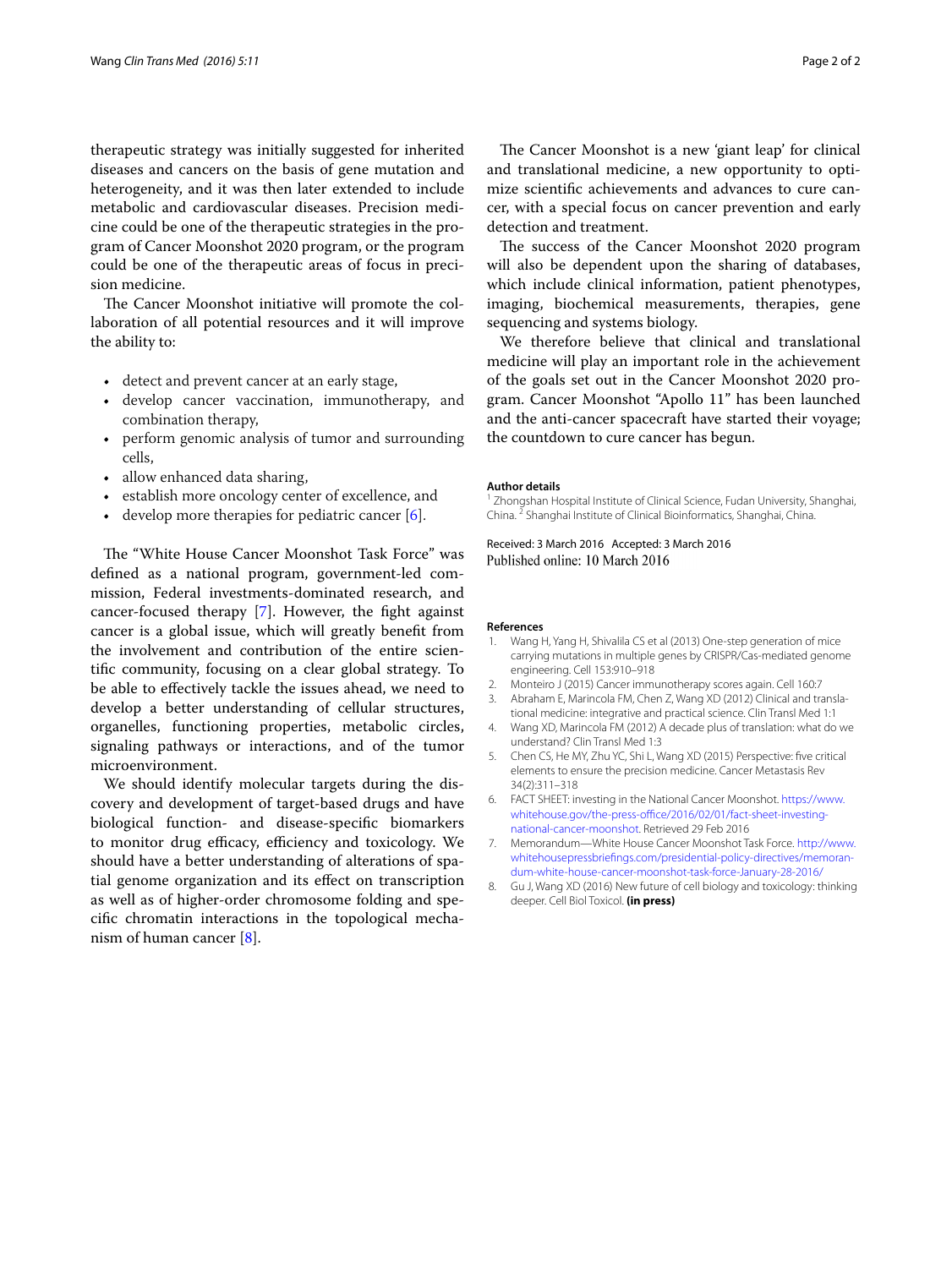therapeutic strategy was initially suggested for inherited diseases and cancers on the basis of gene mutation and heterogeneity, and it was then later extended to include metabolic and cardiovascular diseases. Precision medicine could be one of the therapeutic strategies in the program of Cancer Moonshot 2020 program, or the program could be one of the therapeutic areas of focus in precision medicine.

The Cancer Moonshot initiative will promote the collaboration of all potential resources and it will improve the ability to:

- detect and prevent cancer at an early stage,
- develop cancer vaccination, immunotherapy, and combination therapy,
- perform genomic analysis of tumor and surrounding cells,
- allow enhanced data sharing,
- establish more oncology center of excellence, and
- develop more therapies for pediatric cancer [6].

The "White House Cancer Moonshot Task Force" was defined as a national program, government-led commission, Federal investments-dominated research, and cancer-focused therapy [7]. However, the fight against cancer is a global issue, which will greatly benefit from the involvement and contribution of the entire scientific community, focusing on a clear global strategy. To be able to effectively tackle the issues ahead, we need to develop a better understanding of cellular structures, organelles, functioning properties, metabolic circles, signaling pathways or interactions, and of the tumor microenvironment.

We should identify molecular targets during the discovery and development of target-based drugs and have biological function- and disease-specific biomarkers to monitor drug efficacy, efficiency and toxicology. We should have a better understanding of alterations of spatial genome organization and its effect on transcription as well as of higher-order chromosome folding and specific chromatin interactions in the topological mechanism of human cancer [8].

The Cancer Moonshot is a new 'giant leap' for clinical and translational medicine, a new opportunity to optimize scientific achievements and advances to cure cancer, with a special focus on cancer prevention and early detection and treatment.

The success of the Cancer Moonshot 2020 program will also be dependent upon the sharing of databases, which include clinical information, patient phenotypes, imaging, biochemical measurements, therapies, gene sequencing and systems biology.

We therefore believe that clinical and translational medicine will play an important role in the achievement of the goals set out in the Cancer Moonshot 2020 program. Cancer Moonshot "Apollo 11" has been launched and the anti-cancer spacecraft have started their voyage; the countdown to cure cancer has begun.

**Author details**

[1] Zhongshan Hospital Institute of Clinical Science, Fudan University, Shanghai, China. [2] Shanghai Institute of Clinical Bioinformatics, Shanghai, China.

Received: 3 March 2016 Accepted: 3 March 2016
Published online: 10 March 2016

**References**

1. Wang H, Yang H, Shivalila CS et al (2013) One-step generation of mice carrying mutations in multiple genes by CRISPR/Cas-mediated genome engineering. Cell 153:910–918
2. Monteiro J (2015) Cancer immunotherapy scores again. Cell 160:7
3. Abraham E, Marincola FM, Chen Z, Wang XD (2012) Clinical and translational medicine: integrative and practical science. Clin Transl Med 1:1
4. Wang XD, Marincola FM (2012) A decade plus of translation: what do we understand? Clin Transl Med 1:3
5. Chen CS, He MY, Zhu YC, Shi L, Wang XD (2015) Perspective: five critical elements to ensure the precision medicine. Cancer Metastasis Rev 34(2):311–318
6. FACT SHEET: investing in the National Cancer Moonshot. https://www.whitehouse.gov/the-press-office/2016/02/01/fact-sheet-investing-national-cancer-moonshot. Retrieved 29 Feb 2016
7. Memorandum—White House Cancer Moonshot Task Force. http://www.whitehousepressbriefings.com/presidential-policy-directives/memorandum-white-house-cancer-moonshot-task-force-January-28-2016/
8. Gu J, Wang XD (2016) New future of cell biology and toxicology: thinking deeper. Cell Biol Toxicol. **(in press)**